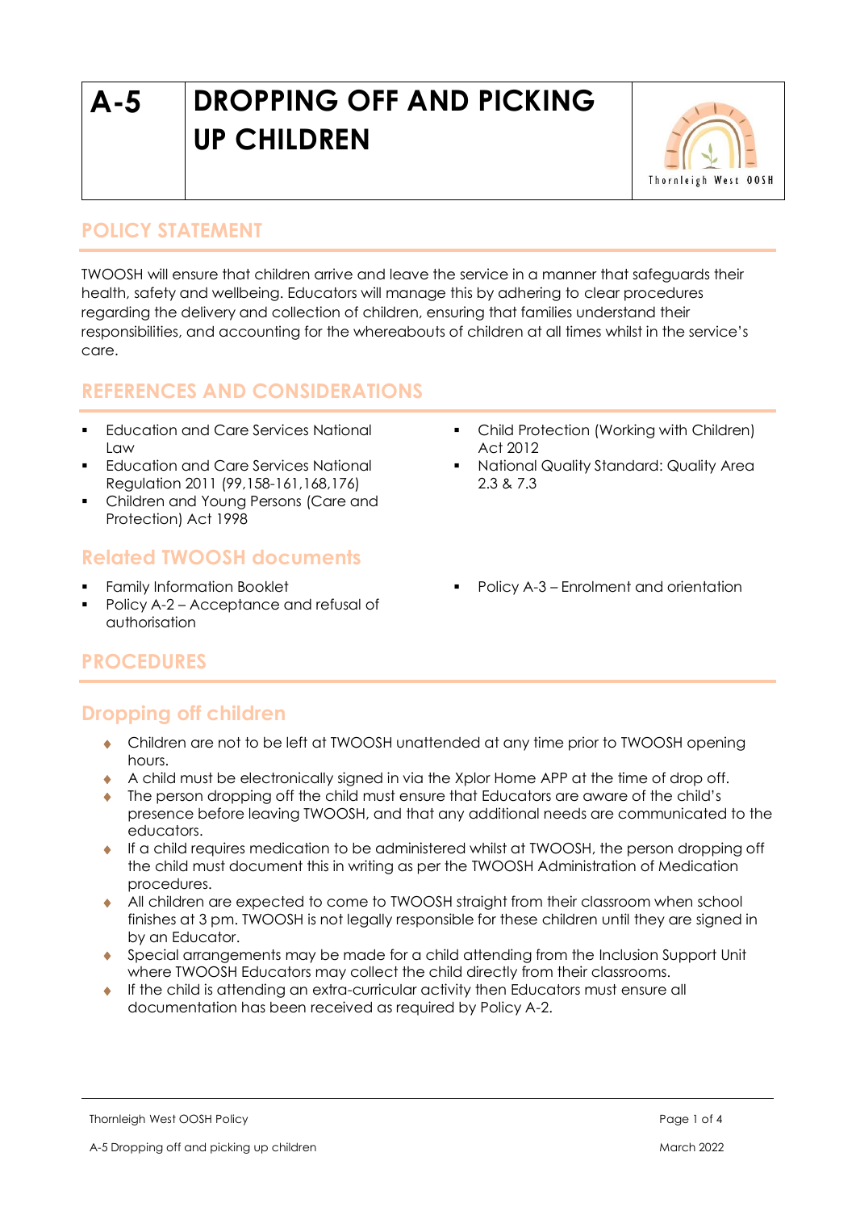# A-5 DROPPING OFF AND PICKING UP CHILDREN

## POLICY STATEMENT

TWOOSH will ensure that children arrive and leave the service in a manner that safeguards their health, safety and wellbeing. Educators will manage this by adhering to clear procedures regarding the delivery and collection of children, ensuring that families understand their responsibilities, and accounting for the whereabouts of children at all times whilst in the service's care.

## REFERENCES AND CONSIDERATIONS

- Education and Care Services National Law
- Education and Care Services National Regulation 2011 (99,158-161,168,176)
- Children and Young Persons (Care and Protection) Act 1998
- Child Protection (Working with Children) Act 2012
- National Quality Standard: Quality Area 2.3 & 7.3

### Related TWOOSH documents

- Family Information Booklet
- Policy A-2 – Acceptance and refusal of authorisation
- Policy A-3 – Enrolment and orientation

## PROCEDURES

### Dropping off children

- Children are not to be left at TWOOSH unattended at any time prior to TWOOSH opening hours.
- A child must be electronically signed in via the Xplor Home APP at the time of drop off.
- The person dropping off the child must ensure that Educators are aware of the child's presence before leaving TWOOSH, and that any additional needs are communicated to the educators.
- If a child requires medication to be administered whilst at TWOOSH, the person dropping off the child must document this in writing as per the TWOOSH Administration of Medication procedures.
- All children are expected to come to TWOOSH straight from their classroom when school finishes at 3 pm. TWOOSH is not legally responsible for these children until they are signed in by an Educator.
- Special arrangements may be made for a child attending from the Inclusion Support Unit where TWOOSH Educators may collect the child directly from their classrooms.
- If the child is attending an extra-curricular activity then Educators must ensure all documentation has been received as required by Policy A-2.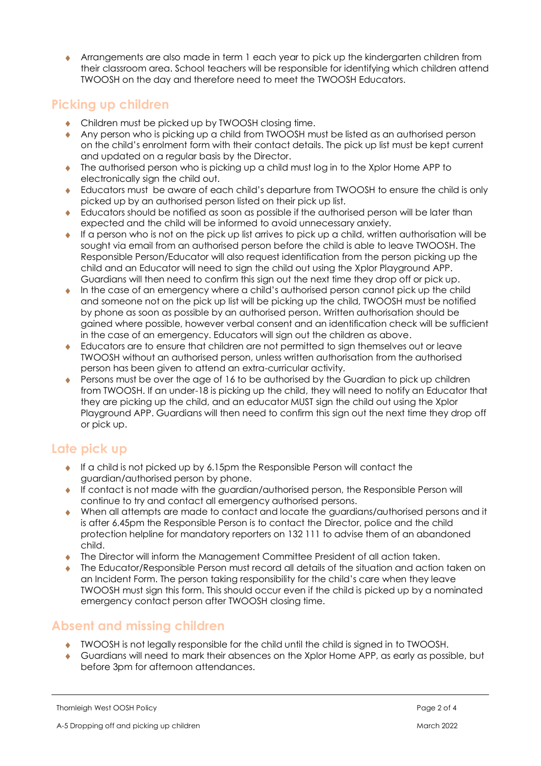- Arrangements are also made in term 1 each year to pick up the kindergarten children from their classroom area. School teachers will be responsible for identifying which children attend TWOOSH on the day and therefore need to meet the TWOOSH Educators.

## Picking up children

- Children must be picked up by TWOOSH closing time.
- Any person who is picking up a child from TWOOSH must be listed as an authorised person on the child's enrolment form with their contact details. The pick up list must be kept current and updated on a regular basis by the Director.
- The authorised person who is picking up a child must log in to the Xplor Home APP to electronically sign the child out.
- Educators must be aware of each child's departure from TWOOSH to ensure the child is only picked up by an authorised person listed on their pick up list.
- Educators should be notified as soon as possible if the authorised person will be later than expected and the child will be informed to avoid unnecessary anxiety.
- If a person who is not on the pick up list arrives to pick up a child, written authorisation will be sought via email from an authorised person before the child is able to leave TWOOSH. The Responsible Person/Educator will also request identification from the person picking up the child and an Educator will need to sign the child out using the Xplor Playground APP. Guardians will then need to confirm this sign out the next time they drop off or pick up.
- In the case of an emergency where a child's authorised person cannot pick up the child and someone not on the pick up list will be picking up the child, TWOOSH must be notified by phone as soon as possible by an authorised person. Written authorisation should be gained where possible, however verbal consent and an identification check will be sufficient in the case of an emergency. Educators will sign out the children as above.
- Educators are to ensure that children are not permitted to sign themselves out or leave TWOOSH without an authorised person, unless written authorisation from the authorised person has been given to attend an extra-curricular activity.
- Persons must be over the age of 16 to be authorised by the Guardian to pick up children from TWOOSH. If an under-18 is picking up the child, they will need to notify an Educator that they are picking up the child, and an educator MUST sign the child out using the Xplor Playground APP. Guardians will then need to confirm this sign out the next time they drop off or pick up.

## Late pick up

- If a child is not picked up by 6.15pm the Responsible Person will contact the guardian/authorised person by phone.
- If contact is not made with the guardian/authorised person, the Responsible Person will continue to try and contact all emergency authorised persons.
- When all attempts are made to contact and locate the guardians/authorised persons and it is after 6.45pm the Responsible Person is to contact the Director, police and the child protection helpline for mandatory reporters on 132 111 to advise them of an abandoned child.
- The Director will inform the Management Committee President of all action taken.
- The Educator/Responsible Person must record all details of the situation and action taken on an Incident Form. The person taking responsibility for the child's care when they leave TWOOSH must sign this form. This should occur even if the child is picked up by a nominated emergency contact person after TWOOSH closing time.

## Absent and missing children

- TWOOSH is not legally responsible for the child until the child is signed in to TWOOSH.
- Guardians will need to mark their absences on the Xplor Home APP, as early as possible, but before 3pm for afternoon attendances.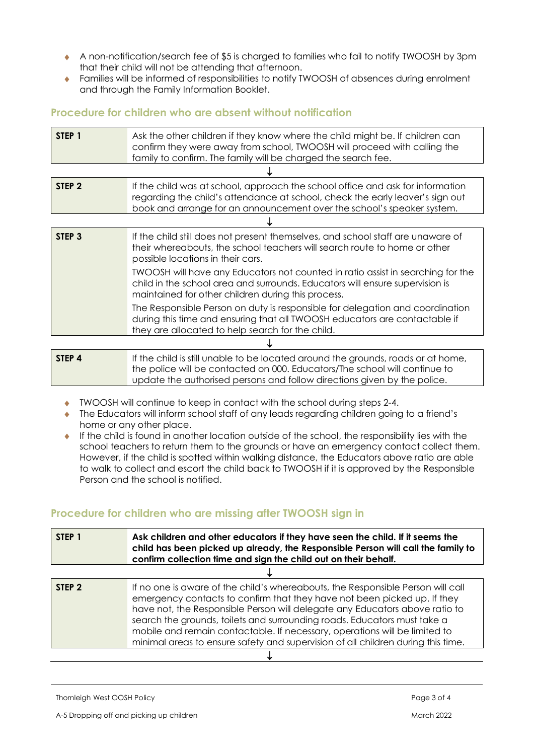- A non-notification/search fee of $5 is charged to families who fail to notify TWOOSH by 3pm that their child will not be attending that afternoon.
- Families will be informed of responsibilities to notify TWOOSH of absences during enrolment and through the Family Information Booklet.

## Procedure for children who are absent without notification

| | |
|---|---|
| **STEP 1** | Ask the other children if they know where the child might be. If children can confirm they were away from school, TWOOSH will proceed with calling the family to confirm. The family will be charged the search fee. |

↓

| | |
|---|---|
| **STEP 2** | If the child was at school, approach the school office and ask for information regarding the child's attendance at school, check the early leaver's sign out book and arrange for an announcement over the school's speaker system. |

↓

| | |
|---|---|
| **STEP 3** | If the child still does not present themselves, and school staff are unaware of their whereabouts, the school teachers will search route to home or other possible locations in their cars.<br><br>TWOOSH will have any Educators not counted in ratio assist in searching for the child in the school area and surrounds. Educators will ensure supervision is maintained for other children during this process.<br><br>The Responsible Person on duty is responsible for delegation and coordination during this time and ensuring that all TWOOSH educators are contactable if they are allocated to help search for the child. |

↓

| | |
|---|---|
| **STEP 4** | If the child is still unable to be located around the grounds, roads or at home, the police will be contacted on 000. Educators/The school will continue to update the authorised persons and follow directions given by the police. |

- TWOOSH will continue to keep in contact with the school during steps 2-4.
- The Educators will inform school staff of any leads regarding children going to a friend's home or any other place.
- If the child is found in another location outside of the school, the responsibility lies with the school teachers to return them to the grounds or have an emergency contact collect them. However, if the child is spotted within walking distance, the Educators above ratio are able to walk to collect and escort the child back to TWOOSH if it is approved by the Responsible Person and the school is notified.

## Procedure for children who are missing after TWOOSH sign in

| | |
|---|---|
| **STEP 1** | **Ask children and other educators if they have seen the child. If it seems the child has been picked up already, the Responsible Person will call the family to confirm collection time and sign the child out on their behalf.** |

↓

| | |
|---|---|
| **STEP 2** | If no one is aware of the child's whereabouts, the Responsible Person will call emergency contacts to confirm that they have not been picked up. If they have not, the Responsible Person will delegate any Educators above ratio to search the grounds, toilets and surrounding roads. Educators must take a mobile and remain contactable. If necessary, operations will be limited to minimal areas to ensure safety and supervision of all children during this time. |

↓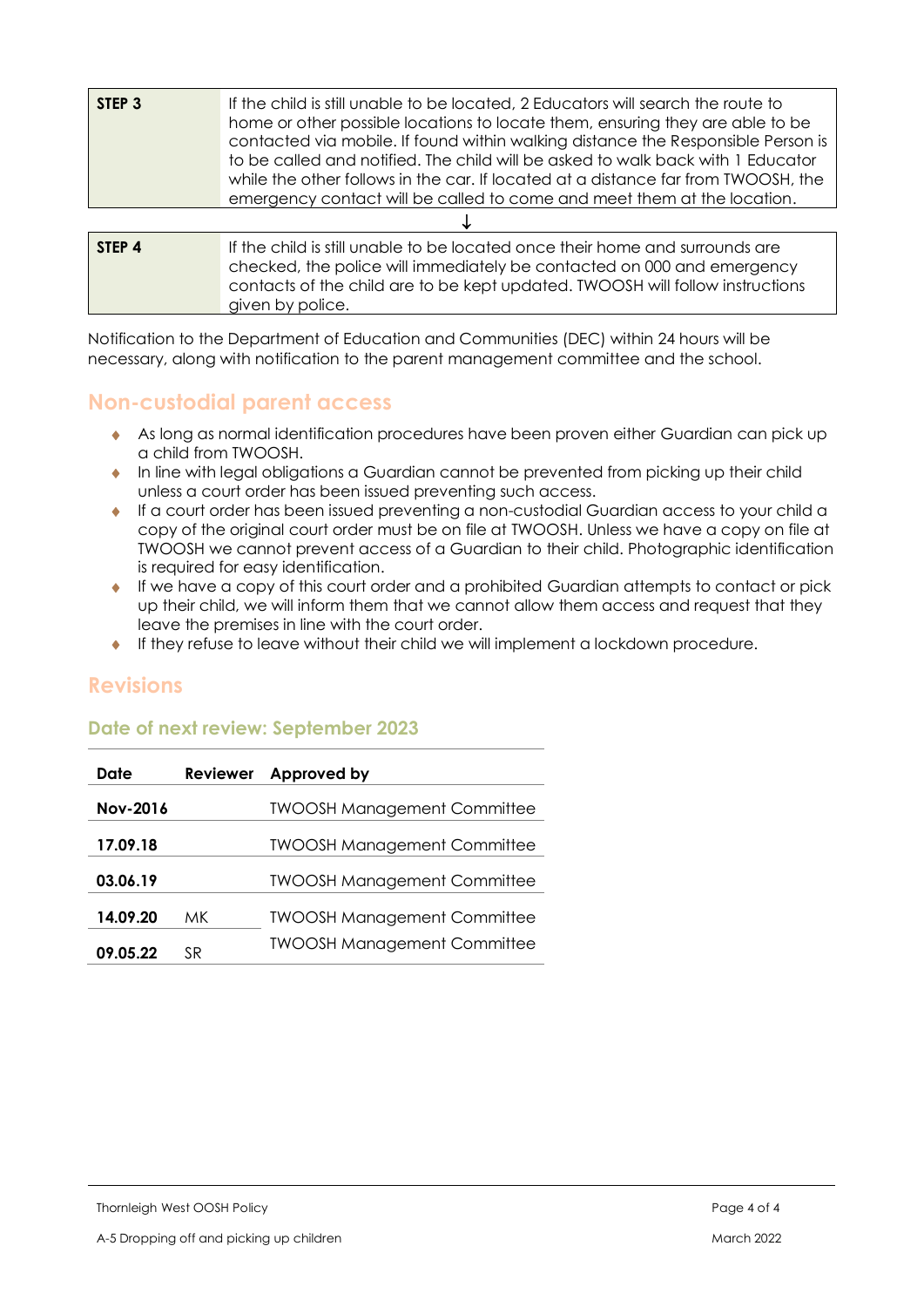| | |
|---|---|
| **STEP 3** | If the child is still unable to be located, 2 Educators will search the route to home or other possible locations to locate them, ensuring they are able to be contacted via mobile. If found within walking distance the Responsible Person is to be called and notified. The child will be asked to walk back with 1 Educator while the other follows in the car. If located at a distance far from TWOOSH, the emergency contact will be called to come and meet them at the location. |

↓

| | |
|---|---|
| **STEP 4** | If the child is still unable to be located once their home and surrounds are checked, the police will immediately be contacted on 000 and emergency contacts of the child are to be kept updated. TWOOSH will follow instructions given by police. |

Notification to the Department of Education and Communities (DEC) within 24 hours will be necessary, along with notification to the parent management committee and the school.

## Non-custodial parent access

- As long as normal identification procedures have been proven either Guardian can pick up a child from TWOOSH.
- In line with legal obligations a Guardian cannot be prevented from picking up their child unless a court order has been issued preventing such access.
- If a court order has been issued preventing a non-custodial Guardian access to your child a copy of the original court order must be on file at TWOOSH. Unless we have a copy on file at TWOOSH we cannot prevent access of a Guardian to their child. Photographic identification is required for easy identification.
- If we have a copy of this court order and a prohibited Guardian attempts to contact or pick up their child, we will inform them that we cannot allow them access and request that they leave the premises in line with the court order.
- If they refuse to leave without their child we will implement a lockdown procedure.

## Revisions

### Date of next review: September 2023

| Date | Reviewer | Approved by |
|---|---|---|
| **Nov-2016** | | TWOOSH Management Committee |
| **17.09.18** | | TWOOSH Management Committee |
| **03.06.19** | | TWOOSH Management Committee |
| **14.09.20** | MK | TWOOSH Management Committee |
| **09.05.22** | SR | TWOOSH Management Committee |